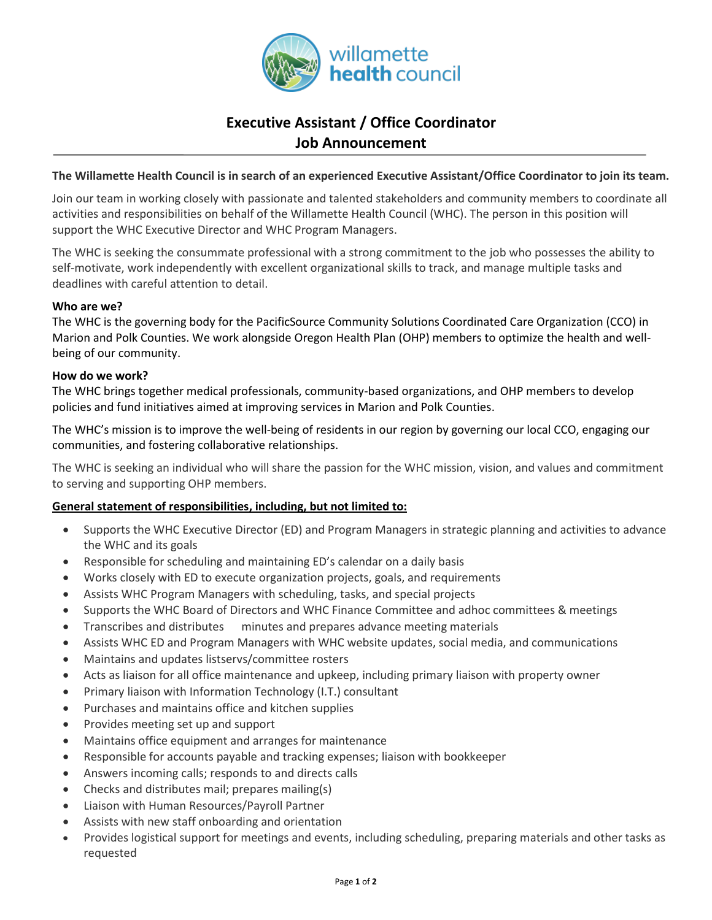# Executive Assistant / Office Coordinator
## Job Announcement

**The Willamette Health Council is in search of an experienced Executive Assistant/Office Coordinator to join its team.**

Join our team in working closely with passionate and talented stakeholders and community members to coordinate all activities and responsibilities on behalf of the Willamette Health Council (WHC). The person in this position will support the WHC Executive Director and WHC Program Managers.

The WHC is seeking the consummate professional with a strong commitment to the job who possesses the ability to self-motivate, work independently with excellent organizational skills to track, and manage multiple tasks and deadlines with careful attention to detail.

**Who are we?**
The WHC is the governing body for the PacificSource Community Solutions Coordinated Care Organization (CCO) in Marion and Polk Counties. We work alongside Oregon Health Plan (OHP) members to optimize the health and well-being of our community.

**How do we work?**
The WHC brings together medical professionals, community-based organizations, and OHP members to develop policies and fund initiatives aimed at improving services in Marion and Polk Counties.

The WHC's mission is to improve the well-being of residents in our region by governing our local CCO, engaging our communities, and fostering collaborative relationships.

The WHC is seeking an individual who will share the passion for the WHC mission, vision, and values and commitment to serving and supporting OHP members.

**General statement of responsibilities, including, but not limited to:**

- Supports the WHC Executive Director (ED) and Program Managers in strategic planning and activities to advance the WHC and its goals
- Responsible for scheduling and maintaining ED's calendar on a daily basis
- Works closely with ED to execute organization projects, goals, and requirements
- Assists WHC Program Managers with scheduling, tasks, and special projects
- Supports the WHC Board of Directors and WHC Finance Committee and adhoc committees & meetings
- Transcribes and distributes minutes and prepares advance meeting materials
- Assists WHC ED and Program Managers with WHC website updates, social media, and communications
- Maintains and updates listservs/committee rosters
- Acts as liaison for all office maintenance and upkeep, including primary liaison with property owner
- Primary liaison with Information Technology (I.T.) consultant
- Purchases and maintains office and kitchen supplies
- Provides meeting set up and support
- Maintains office equipment and arranges for maintenance
- Responsible for accounts payable and tracking expenses; liaison with bookkeeper
- Answers incoming calls; responds to and directs calls
- Checks and distributes mail; prepares mailing(s)
- Liaison with Human Resources/Payroll Partner
- Assists with new staff onboarding and orientation
- Provides logistical support for meetings and events, including scheduling, preparing materials and other tasks as requested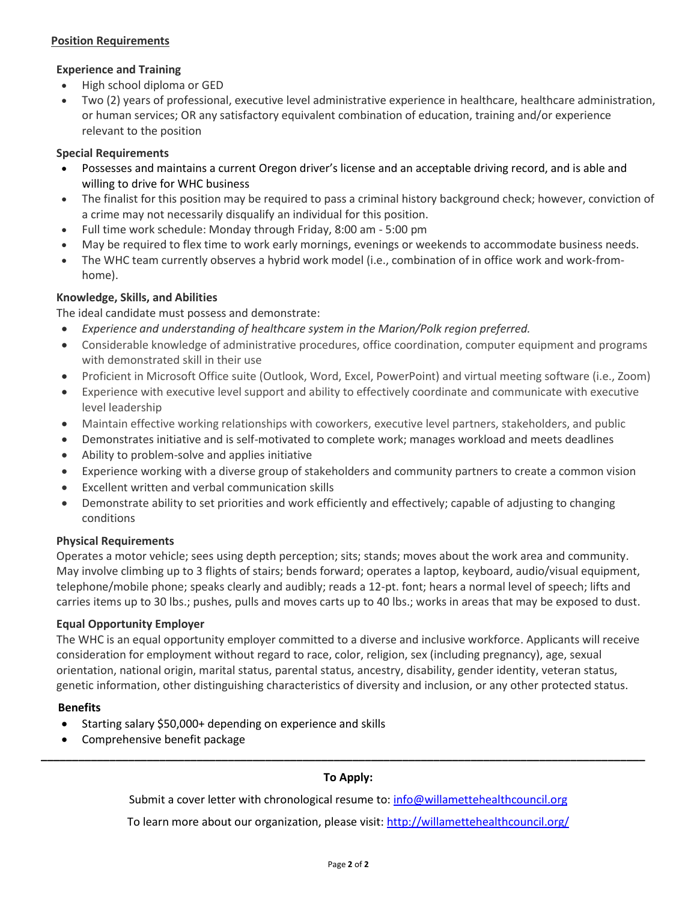## Position Requirements

### Experience and Training

- High school diploma or GED
- Two (2) years of professional, executive level administrative experience in healthcare, healthcare administration, or human services; OR any satisfactory equivalent combination of education, training and/or experience relevant to the position

### Special Requirements

- Possesses and maintains a current Oregon driver's license and an acceptable driving record, and is able and willing to drive for WHC business
- The finalist for this position may be required to pass a criminal history background check; however, conviction of a crime may not necessarily disqualify an individual for this position.
- Full time work schedule: Monday through Friday, 8:00 am - 5:00 pm
- May be required to flex time to work early mornings, evenings or weekends to accommodate business needs.
- The WHC team currently observes a hybrid work model (i.e., combination of in office work and work-from-home).

### Knowledge, Skills, and Abilities

The ideal candidate must possess and demonstrate:

- *Experience and understanding of healthcare system in the Marion/Polk region preferred.*
- Considerable knowledge of administrative procedures, office coordination, computer equipment and programs with demonstrated skill in their use
- Proficient in Microsoft Office suite (Outlook, Word, Excel, PowerPoint) and virtual meeting software (i.e., Zoom)
- Experience with executive level support and ability to effectively coordinate and communicate with executive level leadership
- Maintain effective working relationships with coworkers, executive level partners, stakeholders, and public
- Demonstrates initiative and is self-motivated to complete work; manages workload and meets deadlines
- Ability to problem-solve and applies initiative
- Experience working with a diverse group of stakeholders and community partners to create a common vision
- Excellent written and verbal communication skills
- Demonstrate ability to set priorities and work efficiently and effectively; capable of adjusting to changing conditions

### Physical Requirements

Operates a motor vehicle; sees using depth perception; sits; stands; moves about the work area and community. May involve climbing up to 3 flights of stairs; bends forward; operates a laptop, keyboard, audio/visual equipment, telephone/mobile phone; speaks clearly and audibly; reads a 12-pt. font; hears a normal level of speech; lifts and carries items up to 30 lbs.; pushes, pulls and moves carts up to 40 lbs.; works in areas that may be exposed to dust.

### Equal Opportunity Employer

The WHC is an equal opportunity employer committed to a diverse and inclusive workforce. Applicants will receive consideration for employment without regard to race, color, religion, sex (including pregnancy), age, sexual orientation, national origin, marital status, parental status, ancestry, disability, gender identity, veteran status, genetic information, other distinguishing characteristics of diversity and inclusion, or any other protected status.

### Benefits

- Starting salary $50,000+ depending on experience and skills
- Comprehensive benefit package

---

**To Apply:**

Submit a cover letter with chronological resume to: info@willamettehealthcouncil.org

To learn more about our organization, please visit: http://willamettehealthcouncil.org/